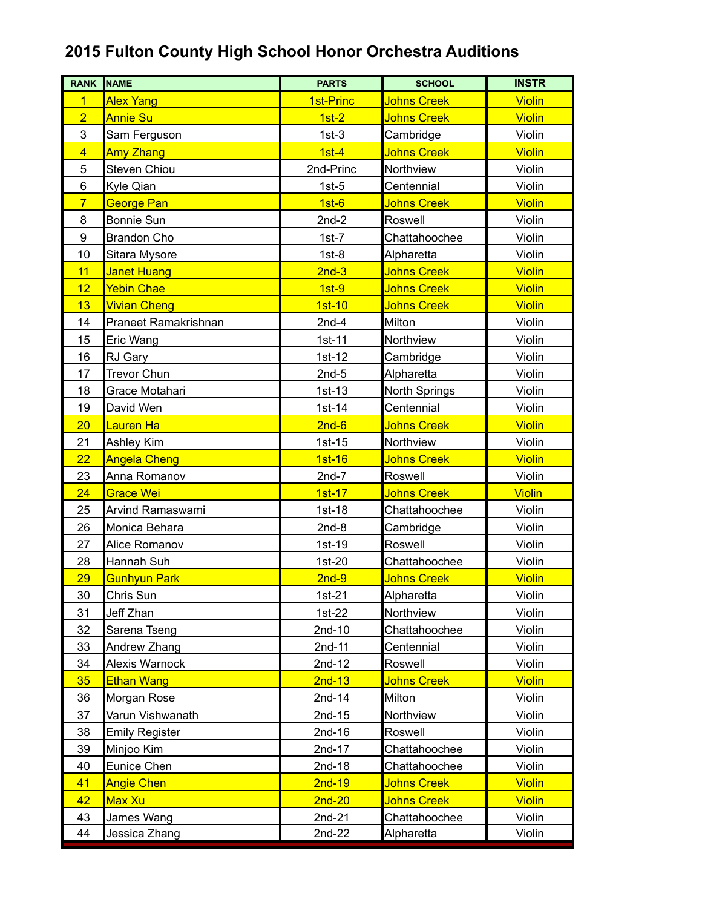# 2015 Fulton County High School Honor Orchestra Auditions

| RANK | NAME | PARTS | SCHOOL | INSTR |
|---|---|---|---|---|
| 1 | Alex Yang | 1st-Princ | Johns Creek | Violin |
| 2 | Annie Su | 1st-2 | Johns Creek | Violin |
| 3 | Sam Ferguson | 1st-3 | Cambridge | Violin |
| 4 | Amy Zhang | 1st-4 | Johns Creek | Violin |
| 5 | Steven Chiou | 2nd-Princ | Northview | Violin |
| 6 | Kyle Qian | 1st-5 | Centennial | Violin |
| 7 | George Pan | 1st-6 | Johns Creek | Violin |
| 8 | Bonnie Sun | 2nd-2 | Roswell | Violin |
| 9 | Brandon Cho | 1st-7 | Chattahoochee | Violin |
| 10 | Sitara Mysore | 1st-8 | Alpharetta | Violin |
| 11 | Janet Huang | 2nd-3 | Johns Creek | Violin |
| 12 | Yebin Chae | 1st-9 | Johns Creek | Violin |
| 13 | Vivian Cheng | 1st-10 | Johns Creek | Violin |
| 14 | Praneet Ramakrishnan | 2nd-4 | Milton | Violin |
| 15 | Eric Wang | 1st-11 | Northview | Violin |
| 16 | RJ Gary | 1st-12 | Cambridge | Violin |
| 17 | Trevor Chun | 2nd-5 | Alpharetta | Violin |
| 18 | Grace Motahari | 1st-13 | North Springs | Violin |
| 19 | David Wen | 1st-14 | Centennial | Violin |
| 20 | Lauren Ha | 2nd-6 | Johns Creek | Violin |
| 21 | Ashley Kim | 1st-15 | Northview | Violin |
| 22 | Angela Cheng | 1st-16 | Johns Creek | Violin |
| 23 | Anna Romanov | 2nd-7 | Roswell | Violin |
| 24 | Grace Wei | 1st-17 | Johns Creek | Violin |
| 25 | Arvind Ramaswami | 1st-18 | Chattahoochee | Violin |
| 26 | Monica Behara | 2nd-8 | Cambridge | Violin |
| 27 | Alice Romanov | 1st-19 | Roswell | Violin |
| 28 | Hannah Suh | 1st-20 | Chattahoochee | Violin |
| 29 | Gunhyun Park | 2nd-9 | Johns Creek | Violin |
| 30 | Chris Sun | 1st-21 | Alpharetta | Violin |
| 31 | Jeff Zhan | 1st-22 | Northview | Violin |
| 32 | Sarena Tseng | 2nd-10 | Chattahoochee | Violin |
| 33 | Andrew Zhang | 2nd-11 | Centennial | Violin |
| 34 | Alexis Warnock | 2nd-12 | Roswell | Violin |
| 35 | Ethan Wang | 2nd-13 | Johns Creek | Violin |
| 36 | Morgan Rose | 2nd-14 | Milton | Violin |
| 37 | Varun Vishwanath | 2nd-15 | Northview | Violin |
| 38 | Emily Register | 2nd-16 | Roswell | Violin |
| 39 | Minjoo Kim | 2nd-17 | Chattahoochee | Violin |
| 40 | Eunice Chen | 2nd-18 | Chattahoochee | Violin |
| 41 | Angie Chen | 2nd-19 | Johns Creek | Violin |
| 42 | Max Xu | 2nd-20 | Johns Creek | Violin |
| 43 | James Wang | 2nd-21 | Chattahoochee | Violin |
| 44 | Jessica Zhang | 2nd-22 | Alpharetta | Violin |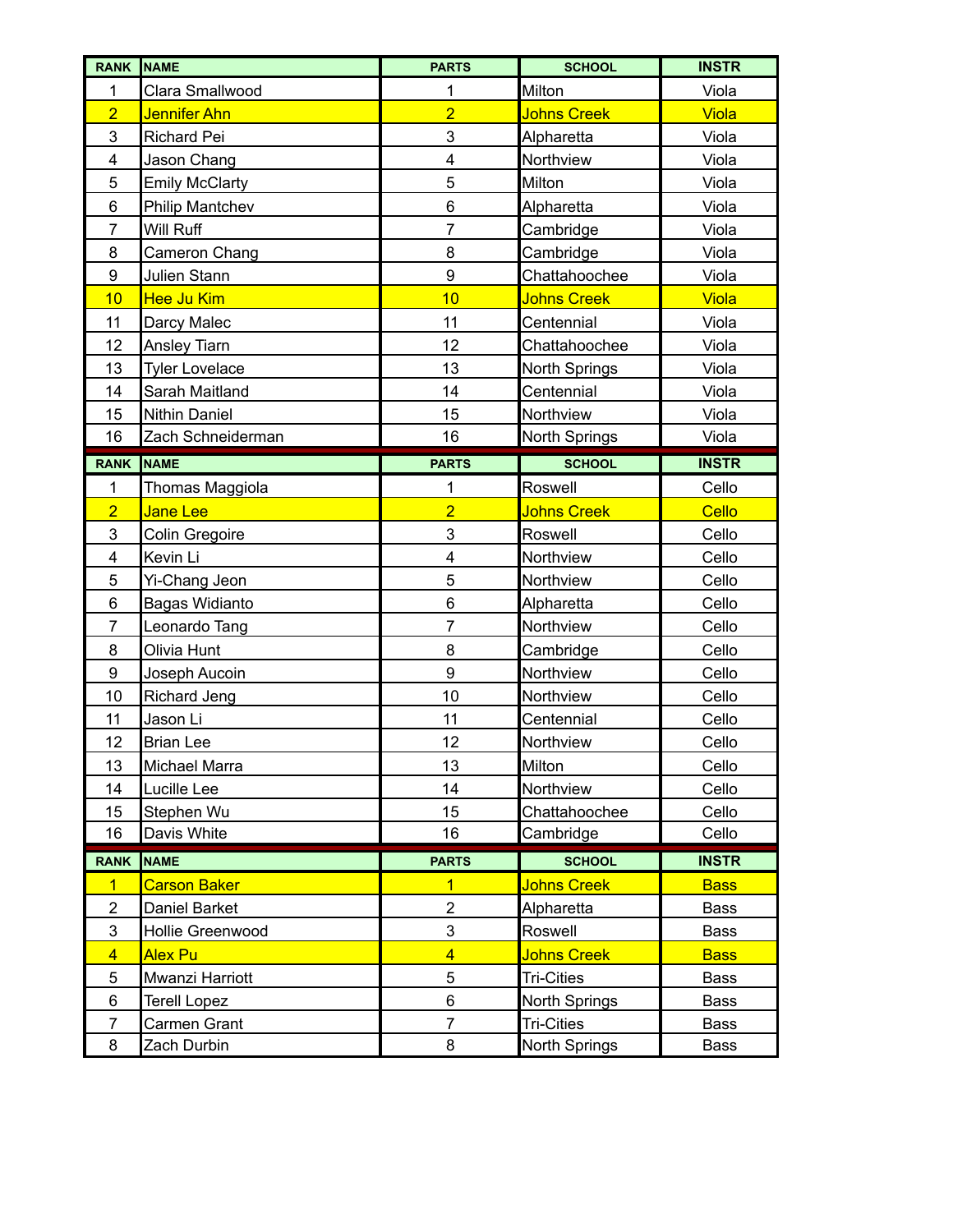| RANK | NAME | PARTS | SCHOOL | INSTR |
|---|---|---|---|---|
| 1 | Clara Smallwood | 1 | Milton | Viola |
| 2 | Jennifer Ahn | 2 | Johns Creek | Viola |
| 3 | Richard Pei | 3 | Alpharetta | Viola |
| 4 | Jason Chang | 4 | Northview | Viola |
| 5 | Emily McClarty | 5 | Milton | Viola |
| 6 | Philip Mantchev | 6 | Alpharetta | Viola |
| 7 | Will Ruff | 7 | Cambridge | Viola |
| 8 | Cameron Chang | 8 | Cambridge | Viola |
| 9 | Julien Stann | 9 | Chattahoochee | Viola |
| 10 | Hee Ju Kim | 10 | Johns Creek | Viola |
| 11 | Darcy Malec | 11 | Centennial | Viola |
| 12 | Ansley Tiarn | 12 | Chattahoochee | Viola |
| 13 | Tyler Lovelace | 13 | North Springs | Viola |
| 14 | Sarah Maitland | 14 | Centennial | Viola |
| 15 | Nithin Daniel | 15 | Northview | Viola |
| 16 | Zach Schneiderman | 16 | North Springs | Viola |

| RANK | NAME | PARTS | SCHOOL | INSTR |
|---|---|---|---|---|
| 1 | Thomas Maggiola | 1 | Roswell | Cello |
| 2 | Jane Lee | 2 | Johns Creek | Cello |
| 3 | Colin Gregoire | 3 | Roswell | Cello |
| 4 | Kevin Li | 4 | Northview | Cello |
| 5 | Yi-Chang Jeon | 5 | Northview | Cello |
| 6 | Bagas Widianto | 6 | Alpharetta | Cello |
| 7 | Leonardo Tang | 7 | Northview | Cello |
| 8 | Olivia Hunt | 8 | Cambridge | Cello |
| 9 | Joseph Aucoin | 9 | Northview | Cello |
| 10 | Richard Jeng | 10 | Northview | Cello |
| 11 | Jason Li | 11 | Centennial | Cello |
| 12 | Brian Lee | 12 | Northview | Cello |
| 13 | Michael Marra | 13 | Milton | Cello |
| 14 | Lucille Lee | 14 | Northview | Cello |
| 15 | Stephen Wu | 15 | Chattahoochee | Cello |
| 16 | Davis White | 16 | Cambridge | Cello |

| RANK | NAME | PARTS | SCHOOL | INSTR |
|---|---|---|---|---|
| 1 | Carson Baker | 1 | Johns Creek | Bass |
| 2 | Daniel Barket | 2 | Alpharetta | Bass |
| 3 | Hollie Greenwood | 3 | Roswell | Bass |
| 4 | Alex Pu | 4 | Johns Creek | Bass |
| 5 | Mwanzi Harriott | 5 | Tri-Cities | Bass |
| 6 | Terell Lopez | 6 | North Springs | Bass |
| 7 | Carmen Grant | 7 | Tri-Cities | Bass |
| 8 | Zach Durbin | 8 | North Springs | Bass |